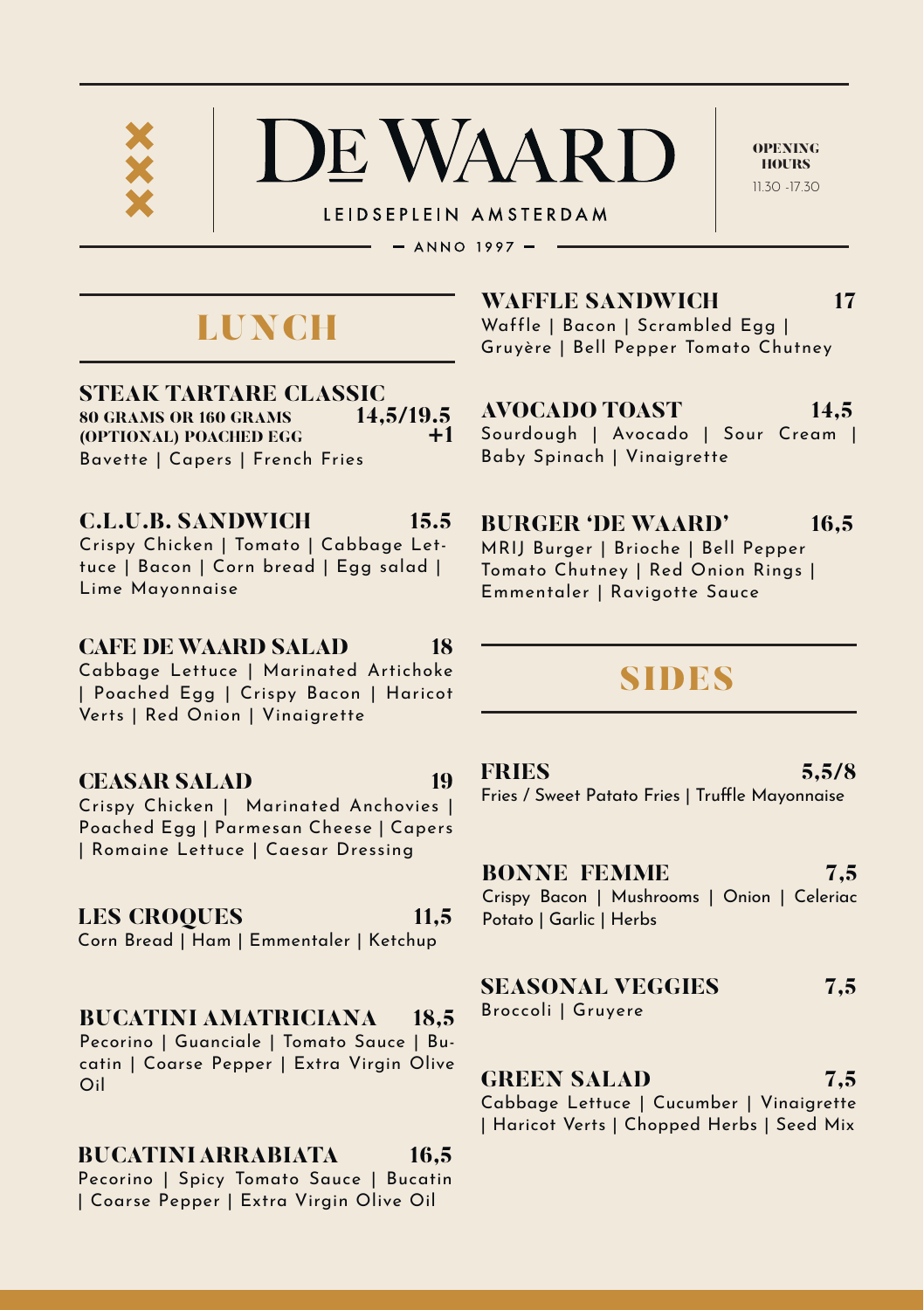# DE WAARD

LEIDSEPLEIN AMSTERDAM

— ANNO 1997 —

**OPENING HOURS**
11.30 -17.30

## LUNCH

### STEAK TARTARE CLASSIC
**80 GRAMS OR 160 GRAMS** — 14,5/19.5
**(OPTIONAL) POACHED EGG** — +1
Bavette | Capers | French Fries

### C.L.U.B. SANDWICH — 15.5
Crispy Chicken | Tomato | Cabbage Lettuce | Bacon | Corn bread | Egg salad | Lime Mayonnaise

### CAFE DE WAARD SALAD — 18
Cabbage Lettuce | Marinated Artichoke | Poached Egg | Crispy Bacon | Haricot Verts | Red Onion | Vinaigrette

### CEASAR SALAD — 19
Crispy Chicken | Marinated Anchovies | Poached Egg | Parmesan Cheese | Capers | Romaine Lettuce | Caesar Dressing

### LES CROQUES — 11,5
Corn Bread | Ham | Emmentaler | Ketchup

### BUCATINI AMATRICIANA — 18,5
Pecorino | Guanciale | Tomato Sauce | Bucatin | Coarse Pepper | Extra Virgin Olive Oil

### BUCATINI ARRABIATA — 16,5
Pecorino | Spicy Tomato Sauce | Bucatin | Coarse Pepper | Extra Virgin Olive Oil

### WAFFLE SANDWICH — 17
Waffle | Bacon | Scrambled Egg | Gruyère | Bell Pepper Tomato Chutney

### AVOCADO TOAST — 14,5
Sourdough | Avocado | Sour Cream | Baby Spinach | Vinaigrette

### BURGER 'DE WAARD' — 16,5
MRIJ Burger | Brioche | Bell Pepper Tomato Chutney | Red Onion Rings | Emmentaler | Ravigotte Sauce

## SIDES

### FRIES — 5,5/8
Fries / Sweet Patato Fries | Truffle Mayonnaise

### BONNE FEMME — 7,5
Crispy Bacon | Mushrooms | Onion | Celeriac Potato | Garlic | Herbs

### SEASONAL VEGGIES — 7,5
Broccoli | Gruyere

### GREEN SALAD — 7,5
Cabbage Lettuce | Cucumber | Vinaigrette | Haricot Verts | Chopped Herbs | Seed Mix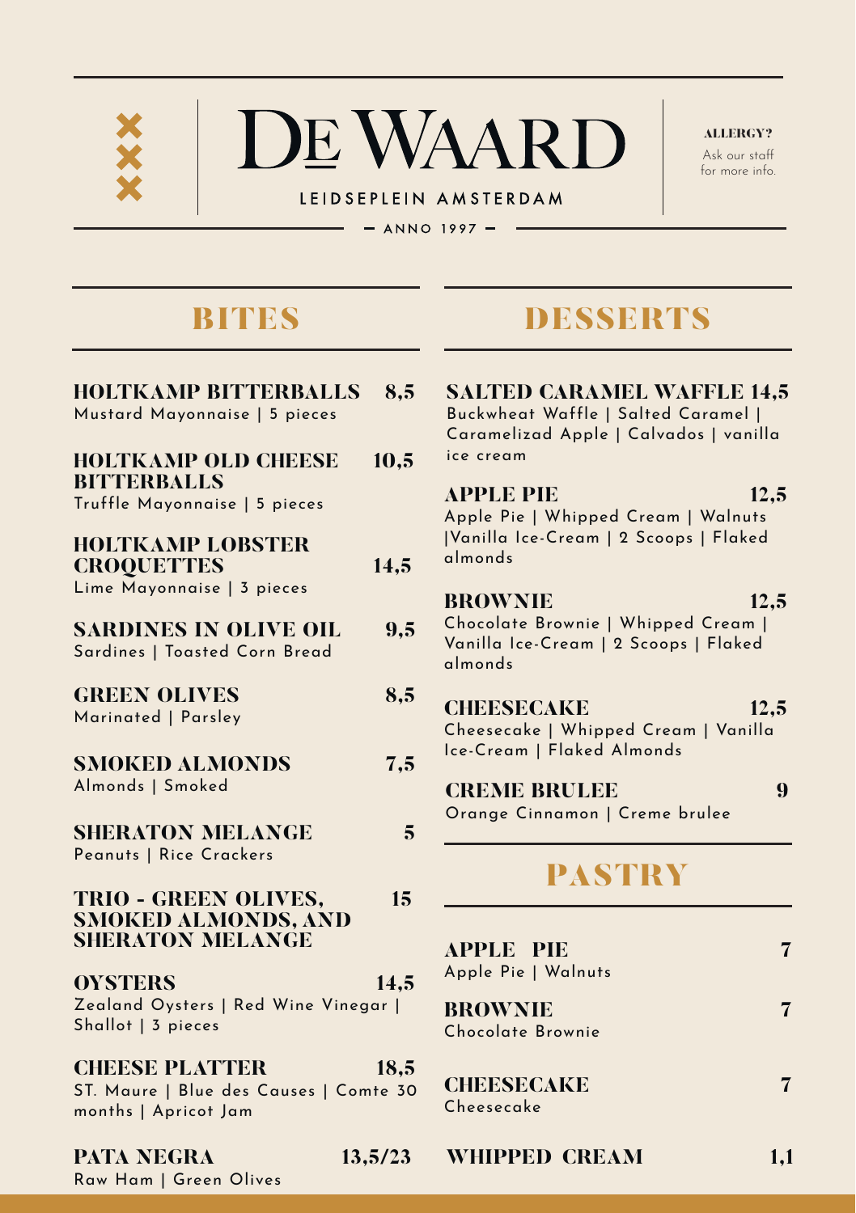# DE WAARD

LEIDSEPLEIN AMSTERDAM

— ANNO 1997 —

**ALLERGY?**
Ask our staff for more info.

## BITES

**HOLTKAMP BITTERBALLS** 8,5
Mustard Mayonnaise | 5 pieces

**HOLTKAMP OLD CHEESE BITTERBALLS** 10,5
Truffle Mayonnaise | 5 pieces

**HOLTKAMP LOBSTER CROQUETTES** 14,5
Lime Mayonnaise | 3 pieces

**SARDINES IN OLIVE OIL** 9,5
Sardines | Toasted Corn Bread

**GREEN OLIVES** 8,5
Marinated | Parsley

**SMOKED ALMONDS** 7,5
Almonds | Smoked

**SHERATON MELANGE** 5
Peanuts | Rice Crackers

**TRIO - GREEN OLIVES, SMOKED ALMONDS, AND SHERATON MELANGE** 15

**OYSTERS** 14,5
Zealand Oysters | Red Wine Vinegar | Shallot | 3 pieces

**CHEESE PLATTER** 18,5
ST. Maure | Blue des Causes | Comte 30 months | Apricot Jam

**PATA NEGRA** 13,5/23
Raw Ham | Green Olives

## DESSERTS

**SALTED CARAMEL WAFFLE** 14,5
Buckwheat Waffle | Salted Caramel | Caramelizad Apple | Calvados | vanilla ice cream

**APPLE PIE** 12,5
Apple Pie | Whipped Cream | Walnuts |Vanilla Ice-Cream | 2 Scoops | Flaked almonds

**BROWNIE** 12,5
Chocolate Brownie | Whipped Cream | Vanilla Ice-Cream | 2 Scoops | Flaked almonds

**CHEESECAKE** 12,5
Cheesecake | Whipped Cream | Vanilla Ice-Cream | Flaked Almonds

**CREME BRULEE** 9
Orange Cinnamon | Creme brulee

## PASTRY

**APPLE PIE** 7
Apple Pie | Walnuts

**BROWNIE** 7
Chocolate Brownie

**CHEESECAKE** 7
Cheesecake

**WHIPPED CREAM** 1,1